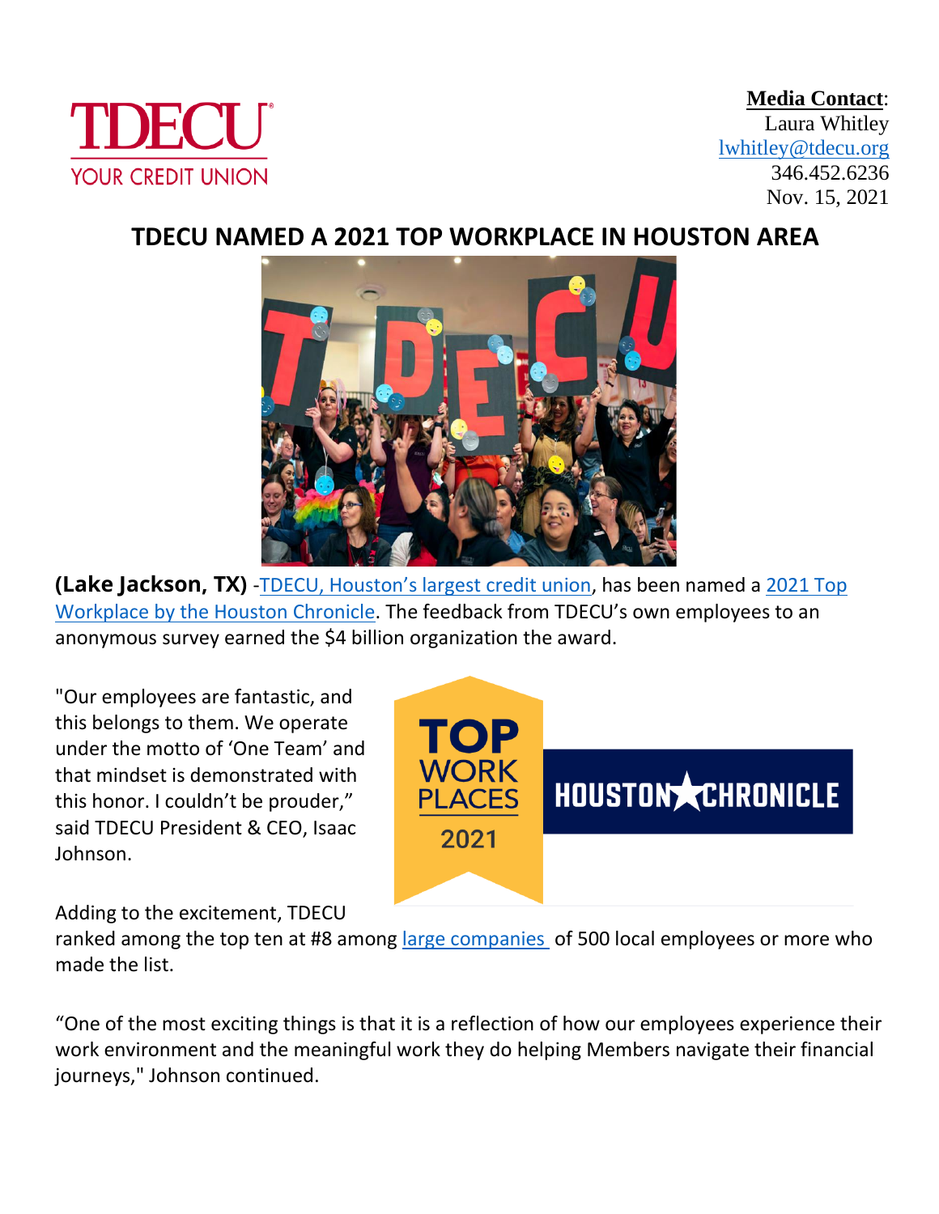**Media Contact**:
Laura Whitley
lwhitley@tdecu.org
346.452.6236
Nov. 15, 2021

# TDECU NAMED A 2021 TOP WORKPLACE IN HOUSTON AREA

**(Lake Jackson, TX)** -TDECU, Houston's largest credit union, has been named a 2021 Top Workplace by the Houston Chronicle. The feedback from TDECU's own employees to an anonymous survey earned the $4 billion organization the award.

"Our employees are fantastic, and this belongs to them. We operate under the motto of 'One Team' and that mindset is demonstrated with this honor. I couldn't be prouder," said TDECU President & CEO, Isaac Johnson.

Adding to the excitement, TDECU ranked among the top ten at #8 among large companies of 500 local employees or more who made the list.

"One of the most exciting things is that it is a reflection of how our employees experience their work environment and the meaningful work they do helping Members navigate their financial journeys," Johnson continued.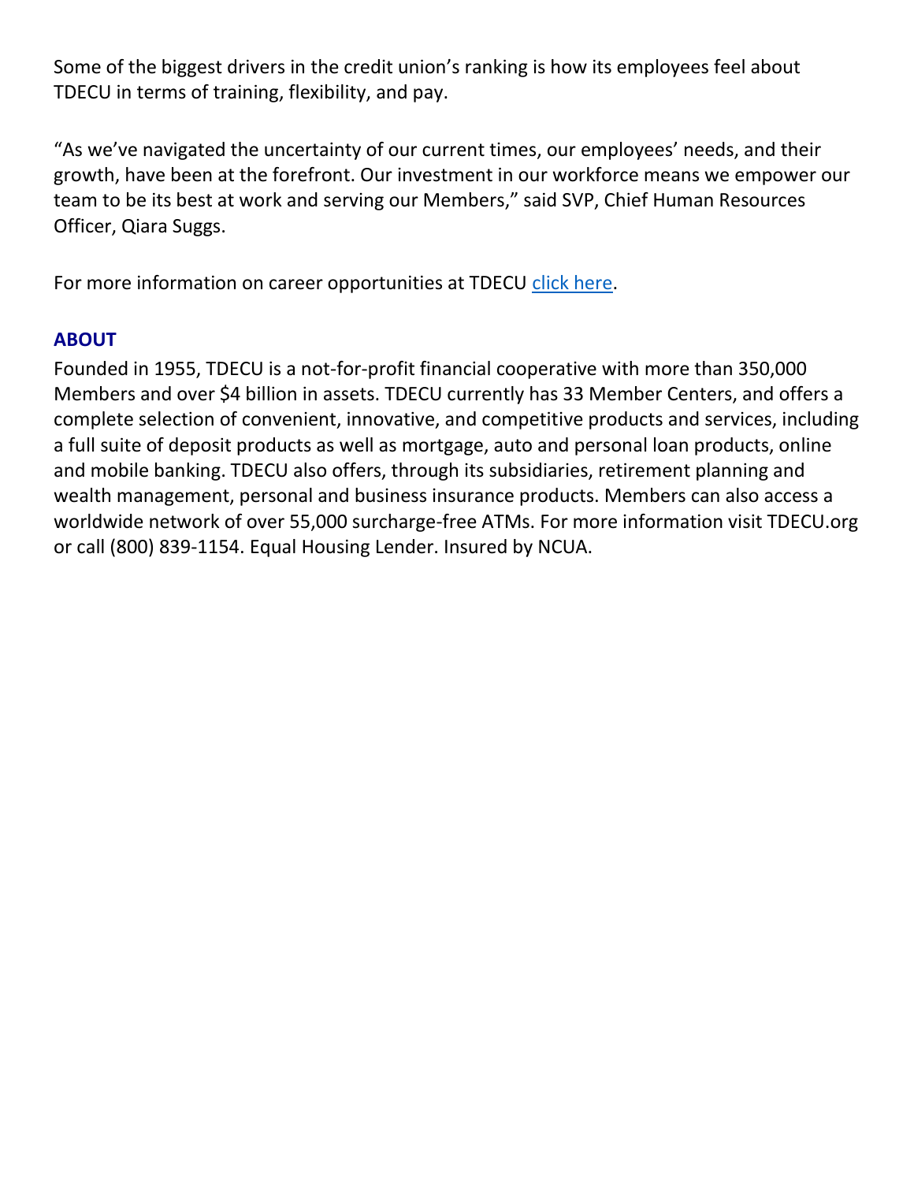Some of the biggest drivers in the credit union's ranking is how its employees feel about TDECU in terms of training, flexibility, and pay.

"As we've navigated the uncertainty of our current times, our employees' needs, and their growth, have been at the forefront. Our investment in our workforce means we empower our team to be its best at work and serving our Members," said SVP, Chief Human Resources Officer, Qiara Suggs.

For more information on career opportunities at TDECU click here.

## ABOUT

Founded in 1955, TDECU is a not-for-profit financial cooperative with more than 350,000 Members and over $4 billion in assets. TDECU currently has 33 Member Centers, and offers a complete selection of convenient, innovative, and competitive products and services, including a full suite of deposit products as well as mortgage, auto and personal loan products, online and mobile banking. TDECU also offers, through its subsidiaries, retirement planning and wealth management, personal and business insurance products. Members can also access a worldwide network of over 55,000 surcharge-free ATMs. For more information visit TDECU.org or call (800) 839-1154. Equal Housing Lender. Insured by NCUA.